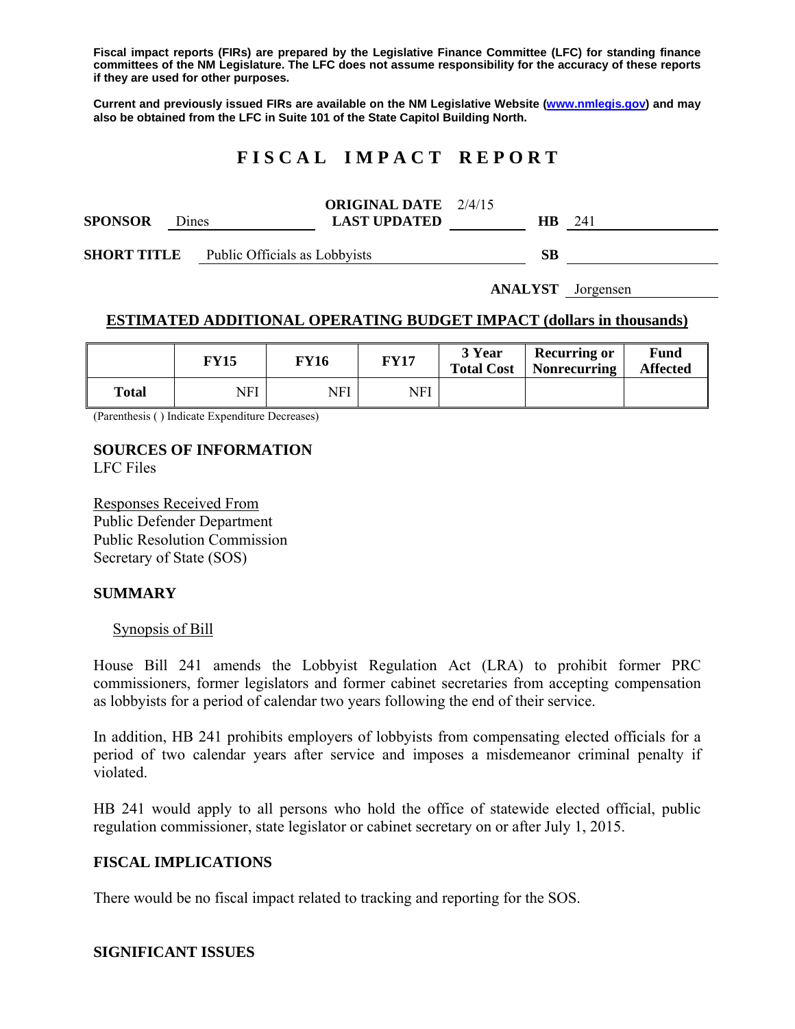**Fiscal impact reports (FIRs) are prepared by the Legislative Finance Committee (LFC) for standing finance committees of the NM Legislature. The LFC does not assume responsibility for the accuracy of these reports if they are used for other purposes.**

**Current and previously issued FIRs are available on the NM Legislative Website (www.nmlegis.gov) and may also be obtained from the LFC in Suite 101 of the State Capitol Building North.**

# F I S C A L   I M P A C T   R E P O R T

**SPONSOR** Dines  **ORIGINAL DATE** 2/4/15  **LAST UPDATED**  **HB** 241

**SHORT TITLE** Public Officials as Lobbyists  **SB**

**ANALYST** Jorgensen

## ESTIMATED ADDITIONAL OPERATING BUDGET IMPACT (dollars in thousands)

| | FY15 | FY16 | FY17 | 3 Year Total Cost | Recurring or Nonrecurring | Fund Affected |
|---|---|---|---|---|---|---|
| **Total** | NFI | NFI | NFI | | | |

(Parenthesis ( ) Indicate Expenditure Decreases)

**SOURCES OF INFORMATION**
LFC Files

Responses Received From
Public Defender Department
Public Resolution Commission
Secretary of State (SOS)

**SUMMARY**

Synopsis of Bill

House Bill 241 amends the Lobbyist Regulation Act (LRA) to prohibit former PRC commissioners, former legislators and former cabinet secretaries from accepting compensation as lobbyists for a period of calendar two years following the end of their service.

In addition, HB 241 prohibits employers of lobbyists from compensating elected officials for a period of two calendar years after service and imposes a misdemeanor criminal penalty if violated.

HB 241 would apply to all persons who hold the office of statewide elected official, public regulation commissioner, state legislator or cabinet secretary on or after July 1, 2015.

**FISCAL IMPLICATIONS**

There would be no fiscal impact related to tracking and reporting for the SOS.

**SIGNIFICANT ISSUES**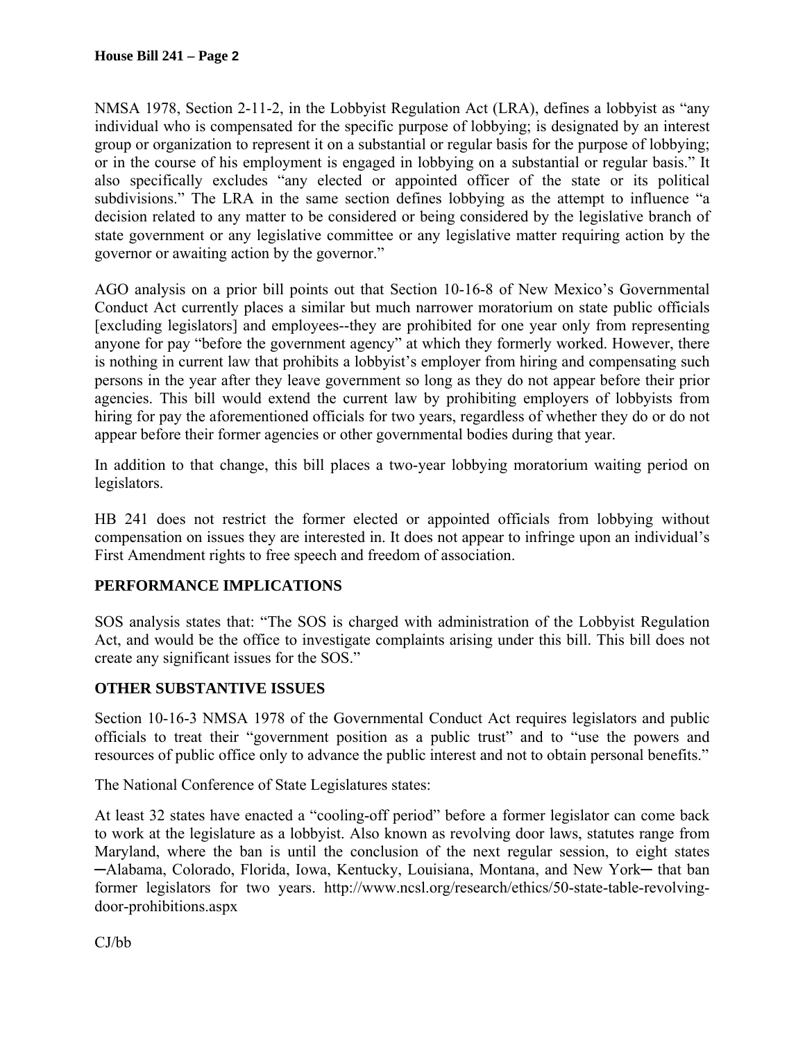NMSA 1978, Section 2-11-2, in the Lobbyist Regulation Act (LRA), defines a lobbyist as "any individual who is compensated for the specific purpose of lobbying; is designated by an interest group or organization to represent it on a substantial or regular basis for the purpose of lobbying; or in the course of his employment is engaged in lobbying on a substantial or regular basis." It also specifically excludes "any elected or appointed officer of the state or its political subdivisions." The LRA in the same section defines lobbying as the attempt to influence "a decision related to any matter to be considered or being considered by the legislative branch of state government or any legislative committee or any legislative matter requiring action by the governor or awaiting action by the governor."

AGO analysis on a prior bill points out that Section 10-16-8 of New Mexico's Governmental Conduct Act currently places a similar but much narrower moratorium on state public officials [excluding legislators] and employees--they are prohibited for one year only from representing anyone for pay "before the government agency" at which they formerly worked. However, there is nothing in current law that prohibits a lobbyist's employer from hiring and compensating such persons in the year after they leave government so long as they do not appear before their prior agencies. This bill would extend the current law by prohibiting employers of lobbyists from hiring for pay the aforementioned officials for two years, regardless of whether they do or do not appear before their former agencies or other governmental bodies during that year.

In addition to that change, this bill places a two-year lobbying moratorium waiting period on legislators.

HB 241 does not restrict the former elected or appointed officials from lobbying without compensation on issues they are interested in. It does not appear to infringe upon an individual's First Amendment rights to free speech and freedom of association.

**PERFORMANCE IMPLICATIONS**

SOS analysis states that: "The SOS is charged with administration of the Lobbyist Regulation Act, and would be the office to investigate complaints arising under this bill. This bill does not create any significant issues for the SOS."

**OTHER SUBSTANTIVE ISSUES**

Section 10-16-3 NMSA 1978 of the Governmental Conduct Act requires legislators and public officials to treat their "government position as a public trust" and to "use the powers and resources of public office only to advance the public interest and not to obtain personal benefits."

The National Conference of State Legislatures states:

At least 32 states have enacted a "cooling-off period" before a former legislator can come back to work at the legislature as a lobbyist. Also known as revolving door laws, statutes range from Maryland, where the ban is until the conclusion of the next regular session, to eight states ─Alabama, Colorado, Florida, Iowa, Kentucky, Louisiana, Montana, and New York─ that ban former legislators for two years. http://www.ncsl.org/research/ethics/50-state-table-revolving-door-prohibitions.aspx

CJ/bb